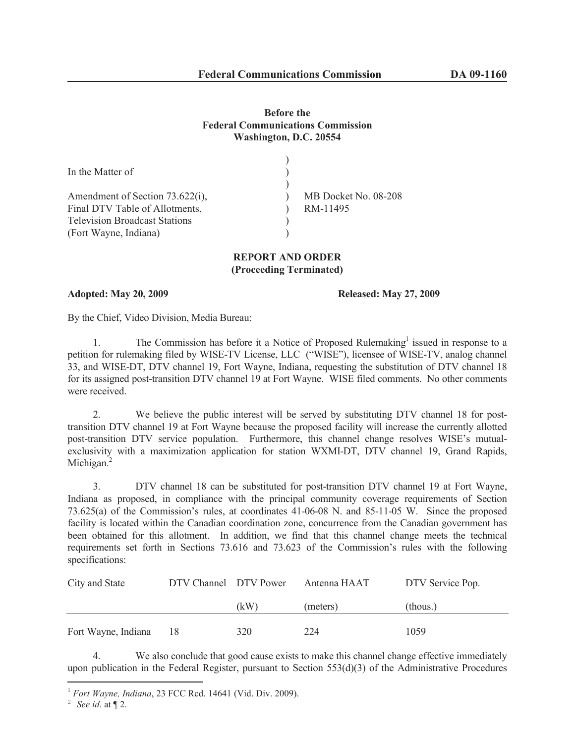**Before the**
**Federal Communications Commission**
**Washington, D.C. 20554**

| | | |
|---|---|---|
| In the Matter of | ) | |
| | ) | |
| Amendment of Section 73.622(i), | ) | MB Docket No. 08-208 |
| Final DTV Table of Allotments, | ) | RM-11495 |
| Television Broadcast Stations | ) | |
| (Fort Wayne, Indiana) | ) | |

**REPORT AND ORDER**
**(Proceeding Terminated)**

**Adopted: May 20, 2009** **Released: May 27, 2009**

By the Chief, Video Division, Media Bureau:

1. The Commission has before it a Notice of Proposed Rulemaking[1] issued in response to a petition for rulemaking filed by WISE-TV License, LLC ("WISE"), licensee of WISE-TV, analog channel 33, and WISE-DT, DTV channel 19, Fort Wayne, Indiana, requesting the substitution of DTV channel 18 for its assigned post-transition DTV channel 19 at Fort Wayne. WISE filed comments. No other comments were received.

2. We believe the public interest will be served by substituting DTV channel 18 for post-transition DTV channel 19 at Fort Wayne because the proposed facility will increase the currently allotted post-transition DTV service population. Furthermore, this channel change resolves WISE's mutual-exclusivity with a maximization application for station WXMI-DT, DTV channel 19, Grand Rapids, Michigan.[2]

3. DTV channel 18 can be substituted for post-transition DTV channel 19 at Fort Wayne, Indiana as proposed, in compliance with the principal community coverage requirements of Section 73.625(a) of the Commission's rules, at coordinates 41-06-08 N. and 85-11-05 W. Since the proposed facility is located within the Canadian coordination zone, concurrence from the Canadian government has been obtained for this allotment. In addition, we find that this channel change meets the technical requirements set forth in Sections 73.616 and 73.623 of the Commission's rules with the following specifications:

| City and State | DTV Channel | DTV Power (kW) | Antenna HAAT (meters) | DTV Service Pop. (thous.) |
|---|---|---|---|---|
| Fort Wayne, Indiana | 18 | 320 | 224 | 1059 |

4. We also conclude that good cause exists to make this channel change effective immediately upon publication in the Federal Register, pursuant to Section 553(d)(3) of the Administrative Procedures

[1] *Fort Wayne, Indiana*, 23 FCC Rcd. 14641 (Vid. Div. 2009).

[2] *See id*. at ¶ 2.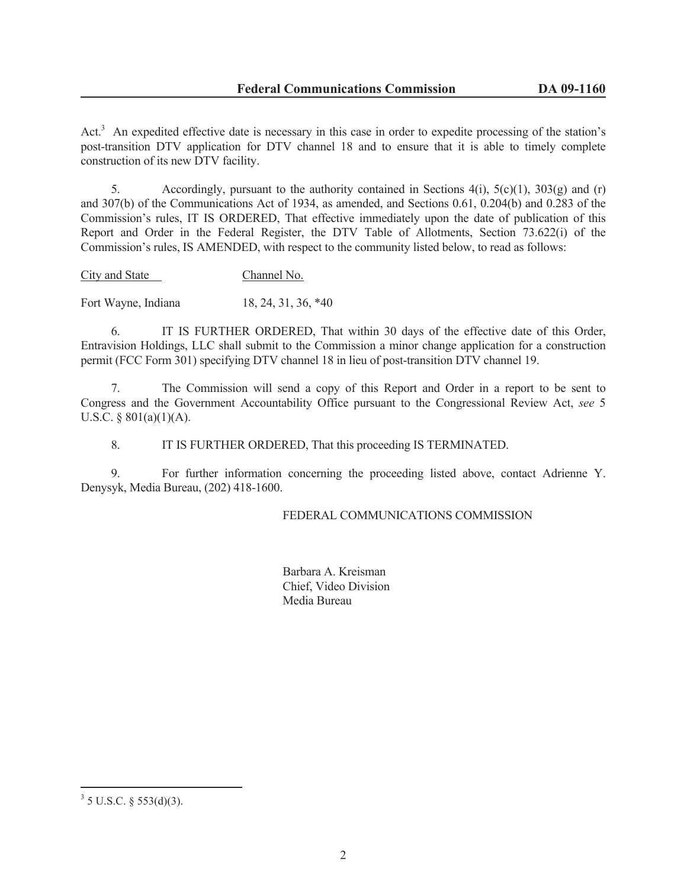Act.[3] An expedited effective date is necessary in this case in order to expedite processing of the station's post-transition DTV application for DTV channel 18 and to ensure that it is able to timely complete construction of its new DTV facility.

5. Accordingly, pursuant to the authority contained in Sections 4(i), 5(c)(1), 303(g) and (r) and 307(b) of the Communications Act of 1934, as amended, and Sections 0.61, 0.204(b) and 0.283 of the Commission's rules, IT IS ORDERED, That effective immediately upon the date of publication of this Report and Order in the Federal Register, the DTV Table of Allotments, Section 73.622(i) of the Commission's rules, IS AMENDED, with respect to the community listed below, to read as follows:

| City and State | Channel No. |
| --- | --- |
| Fort Wayne, Indiana | 18, 24, 31, 36, *40 |

6. IT IS FURTHER ORDERED, That within 30 days of the effective date of this Order, Entravision Holdings, LLC shall submit to the Commission a minor change application for a construction permit (FCC Form 301) specifying DTV channel 18 in lieu of post-transition DTV channel 19.

7. The Commission will send a copy of this Report and Order in a report to be sent to Congress and the Government Accountability Office pursuant to the Congressional Review Act, *see* 5 U.S.C. § 801(a)(1)(A).

8. IT IS FURTHER ORDERED, That this proceeding IS TERMINATED.

9. For further information concerning the proceeding listed above, contact Adrienne Y. Denysyk, Media Bureau, (202) 418-1600.

FEDERAL COMMUNICATIONS COMMISSION

Barbara A. Kreisman
Chief, Video Division
Media Bureau

[3] 5 U.S.C. § 553(d)(3).